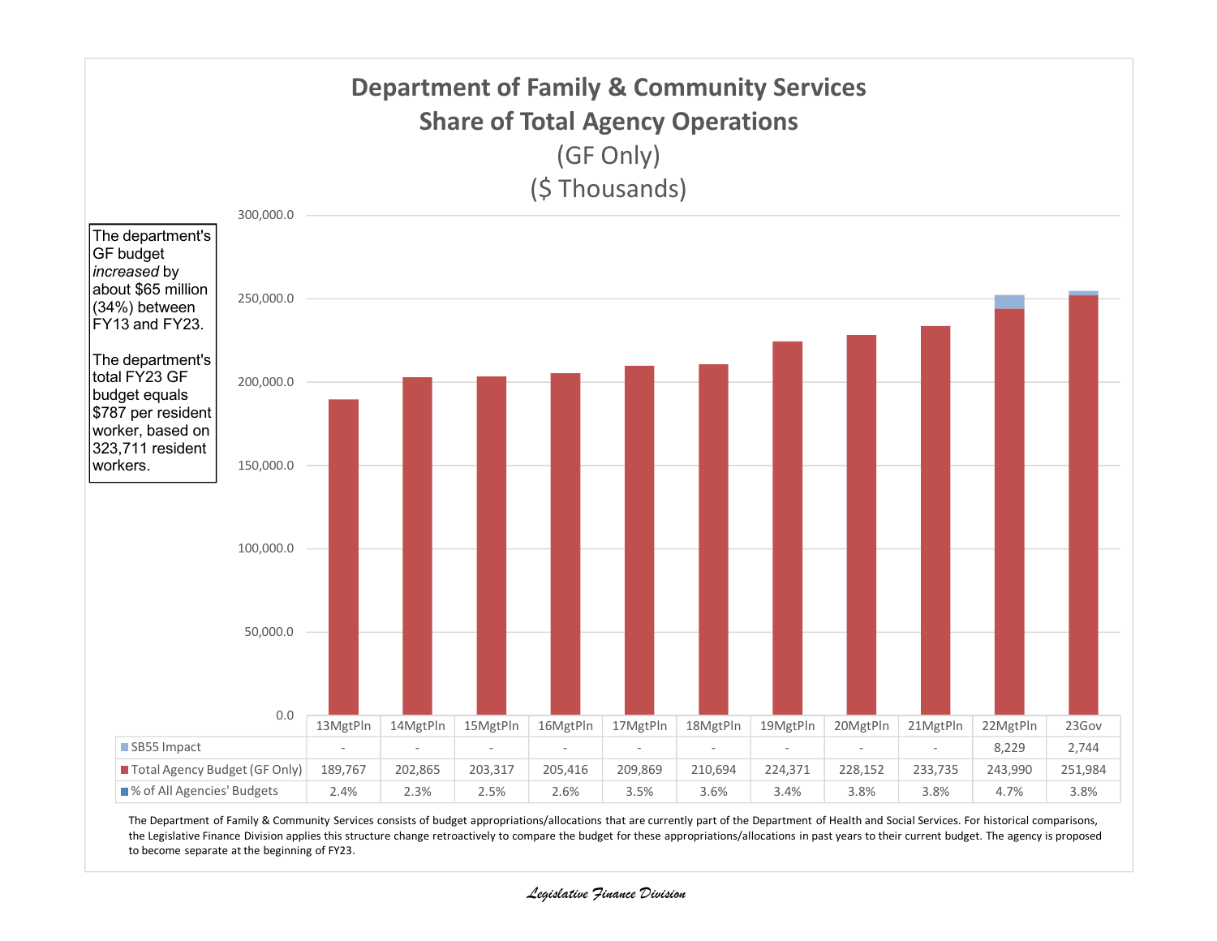# Department of Family & Community Services
## Share of Total Agency Operations
### (GF Only)
### ($ Thousands)

The department's GF budget *increased* by about $65 million (34%) between FY13 and FY23.

The department's total FY23 GF budget equals $787 per resident worker, based on 323,711 resident workers.

| | 13MgtPln | 14MgtPln | 15MgtPln | 16MgtPln | 17MgtPln | 18MgtPln | 19MgtPln | 20MgtPln | 21MgtPln | 22MgtPln | 23Gov |
|---|---|---|---|---|---|---|---|---|---|---|---|
| SB55 Impact | - | - | - | - | - | - | - | - | - | 8,229 | 2,744 |
| Total Agency Budget (GF Only) | 189,767 | 202,865 | 203,317 | 205,416 | 209,869 | 210,694 | 224,371 | 228,152 | 233,735 | 243,990 | 251,984 |
| % of All Agencies' Budgets | 2.4% | 2.3% | 2.5% | 2.6% | 3.5% | 3.6% | 3.4% | 3.8% | 3.8% | 4.7% | 3.8% |

The Department of Family & Community Services consists of budget appropriations/allocations that are currently part of the Department of Health and Social Services. For historical comparisons, the Legislative Finance Division applies this structure change retroactively to compare the budget for these appropriations/allocations in past years to their current budget. The agency is proposed to become separate at the beginning of FY23.

*Legislative Finance Division*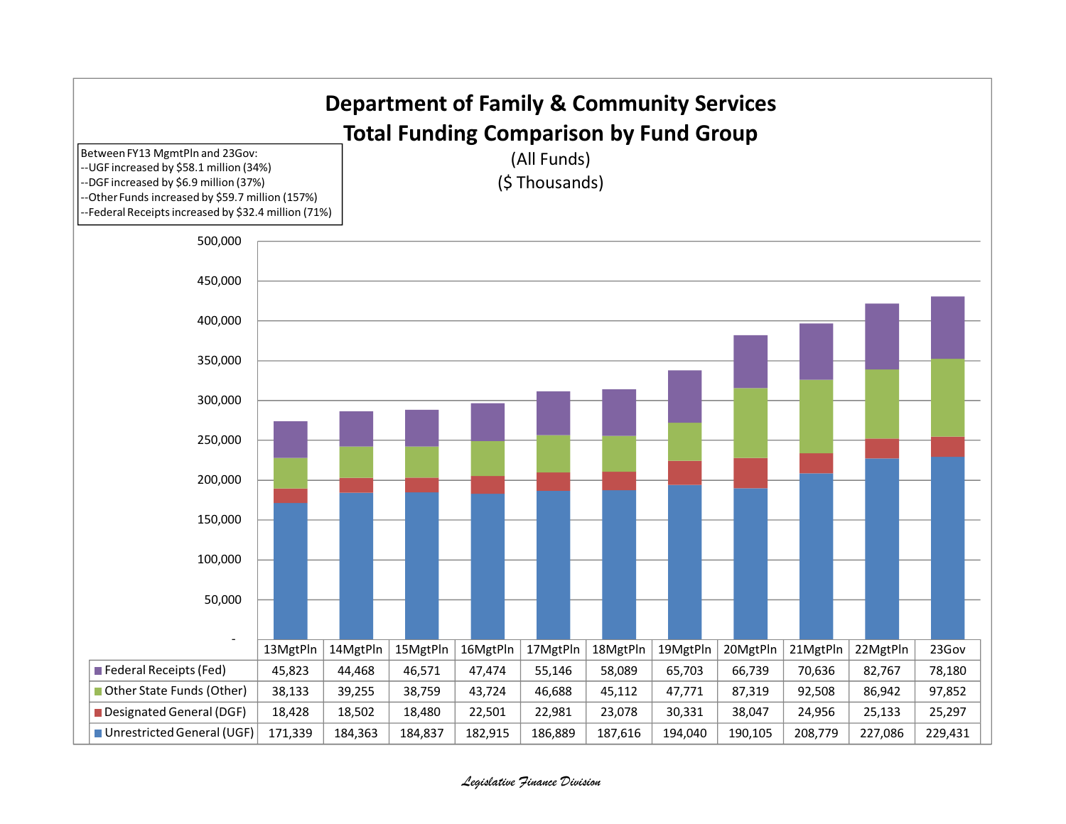# Department of Family & Community Services

## Total Funding Comparison by Fund Group

(All Funds)

($ Thousands)

Between FY13 MgmtPln and 23Gov:
- --UGF increased by $58.1 million (34%)
- --DGF increased by $6.9 million (37%)
- --Other Funds increased by $59.7 million (157%)
- --Federal Receipts increased by $32.4 million (71%)

| | 13MgtPln | 14MgtPln | 15MgtPln | 16MgtPln | 17MgtPln | 18MgtPln | 19MgtPln | 20MgtPln | 21MgtPln | 22MgtPln | 23Gov |
|---|---|---|---|---|---|---|---|---|---|---|---|
| Federal Receipts (Fed) | 45,823 | 44,468 | 46,571 | 47,474 | 55,146 | 58,089 | 65,703 | 66,739 | 70,636 | 82,767 | 78,180 |
| Other State Funds (Other) | 38,133 | 39,255 | 38,759 | 43,724 | 46,688 | 45,112 | 47,771 | 87,319 | 92,508 | 86,942 | 97,852 |
| Designated General (DGF) | 18,428 | 18,502 | 18,480 | 22,501 | 22,981 | 23,078 | 30,331 | 38,047 | 24,956 | 25,133 | 25,297 |
| Unrestricted General (UGF) | 171,339 | 184,363 | 184,837 | 182,915 | 186,889 | 187,616 | 194,040 | 190,105 | 208,779 | 227,086 | 229,431 |

*Legislative Finance Division*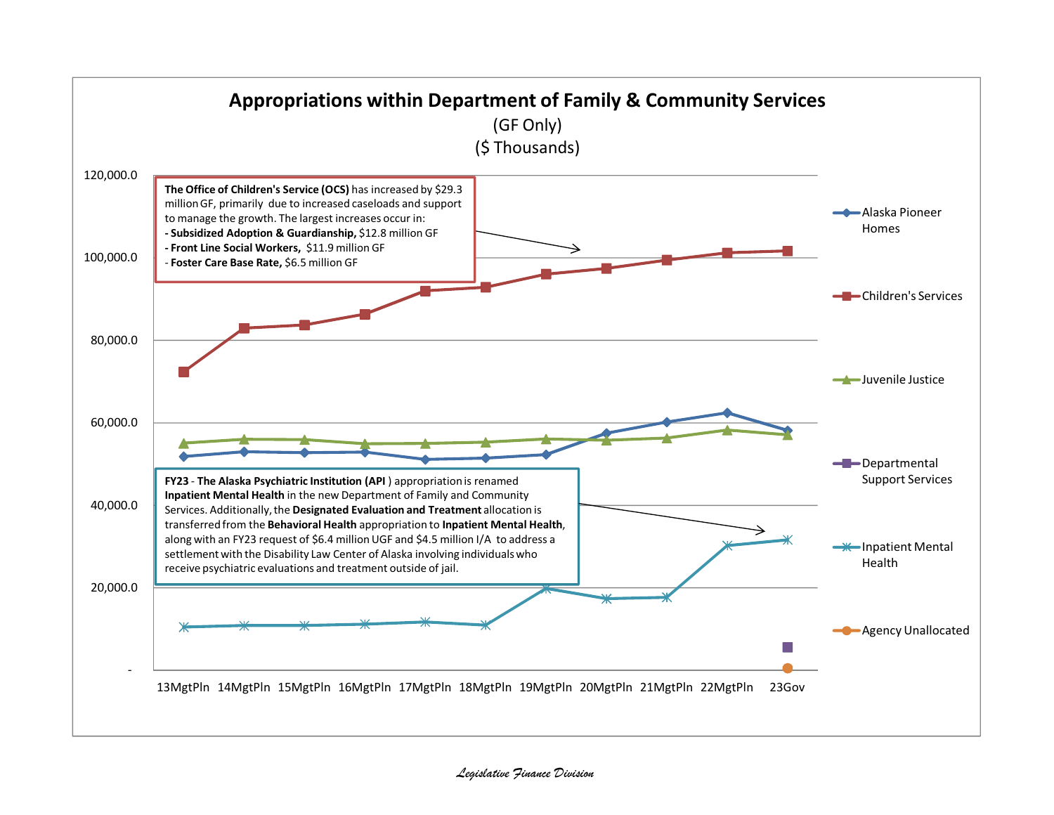# Appropriations within Department of Family & Community Services

(GF Only)

($ Thousands)

120,000.0
100,000.0
80,000.0
60,000.0
40,000.0
20,000.0
-

13MgtPln 14MgtPln 15MgtPln 16MgtPln 17MgtPln 18MgtPln 19MgtPln 20MgtPln 21MgtPln 22MgtPln 23Gov

Alaska Pioneer Homes
Children's Services
Juvenile Justice
Departmental Support Services
Inpatient Mental Health
Agency Unallocated

**The Office of Children's Service (OCS)** has increased by $29.3 million GF, primarily due to increased caseloads and support to manage the growth. The largest increases occur in:
**- Subsidized Adoption & Guardianship,** $12.8 million GF
**- Front Line Social Workers,** $11.9 million GF
- **Foster Care Base Rate,** $6.5 million GF

**FY23** - **The Alaska Psychiatric Institution (API** ) appropriation is renamed **Inpatient Mental Health** in the new Department of Family and Community Services. Additionally, the **Designated Evaluation and Treatment** allocation is transferred from the **Behavioral Health** appropriation to **Inpatient Mental Health**, along with an FY23 request of $6.4 million UGF and $4.5 million I/A to address a settlement with the Disability Law Center of Alaska involving individuals who receive psychiatric evaluations and treatment outside of jail.

*Legislative Finance Division*